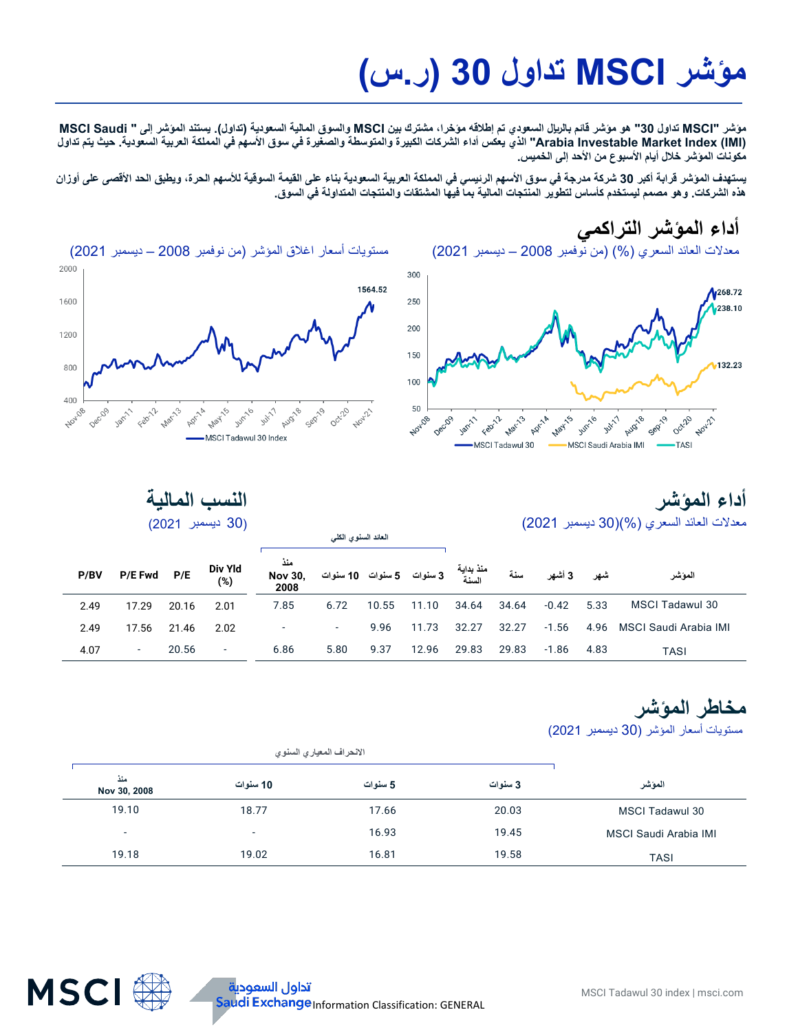# مؤشر MSCI تداول 30 (ر.س)

مؤشر "MSCI تداول 30" هو مؤشر قائم بالريال السعودي تم إطلاقه مؤخرا، مشترك بين MSCI والسوق المالية السعودية (تداول). يستند المؤشر إلى " MSCI Saudi Arabia Investable Market Index (IMI)" الذي يعكس أداء الشركات الكبيرة والمتوسطة والصغيرة في سوق الأسهم في المملكة العربية السعودية. حيث يتم تداول مكونات المؤشر خلال أيام الأسبوع من الأحد إلى الخميس.

يستهدف المؤشر قرابة أكبر 30 شركة مدرجة في سوق الأسهم الرئيسي في المملكة العربية السعودية بناء على القيمة السوقية للأسهم الحرة، ويطبق الحد الأقصى على أوزان هذه الشركات. وهو مصمم ليستخدم كأساس لتطوير المنتجات المالية بما فيها المشتقات والمنتجات المتداولة في السوق.

## أداء المؤشر التراكمي

معدلات العائد السعري (%) (من نوفمبر 2008 – ديسمبر 2021)

مستويات أسعار اغلاق المؤشر (من نوفمبر 2008 – ديسمبر 2021)

## أداء المؤشر

معدلات العائد السعري (%)(30 ديسمبر 2021)

## النسب المالية

(30 ديسمبر 2021)

| المؤشر | شهر | 3 أشهر | سنة | منذ بداية السنة | العائد السنوي الكلي 3 سنوات | 5 سنوات | 10 سنوات | منذ Nov 30, 2008 | Div Yld (%) | P/E | P/E Fwd | P/BV |
|---|---|---|---|---|---|---|---|---|---|---|---|---|
| MSCI Tadawul 30 | 5.33 | -0.42 | 34.64 | 34.64 | 11.10 | 10.55 | 6.72 | 7.85 | 2.01 | 20.16 | 17.29 | 2.49 |
| MSCI Saudi Arabia IMI | 4.96 | -1.56 | 32.27 | 32.27 | 11.73 | 9.96 | - | - | 2.02 | 21.46 | 17.56 | 2.49 |
| TASI | 4.83 | -1.86 | 29.83 | 29.83 | 12.96 | 9.37 | 5.80 | 6.86 | - | 20.56 | - | 4.07 |

## مخاطر المؤشر

مستويات أسعار المؤشر (30 ديسمبر 2021)

| المؤشر | الانحراف المعياري السنوي 3 سنوات | 5 سنوات | 10 سنوات | منذ Nov 30, 2008 |
|---|---|---|---|---|
| MSCI Tadawul 30 | 20.03 | 17.66 | 18.77 | 19.10 |
| MSCI Saudi Arabia IMI | 19.45 | 16.93 | - | - |
| TASI | 19.58 | 16.81 | 19.02 | 19.18 |

Information Classification: GENERAL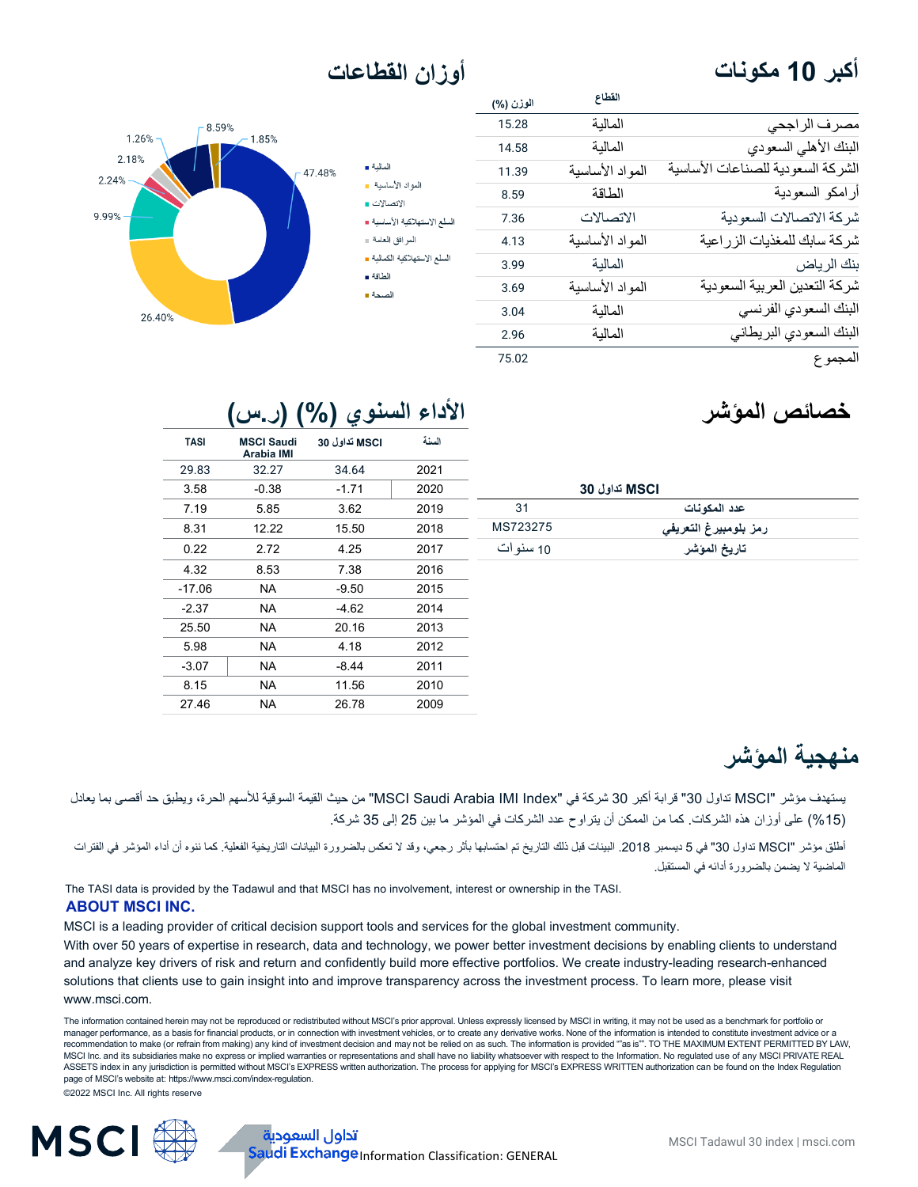## أكبر 10 مكونات

| | القطاع | الوزن (%) |
|---|---|---|
| مصرف الراجحي | المالية | 15.28 |
| البنك الأهلي السعودي | المالية | 14.58 |
| الشركة السعودية للصناعات الأساسية | المواد الأساسية | 11.39 |
| أرامكو السعودية | الطاقة | 8.59 |
| شركة الاتصالات السعودية | الاتصالات | 7.36 |
| شركة سابك للمغذيات الزراعية | المواد الأساسية | 4.13 |
| بنك الرياض | المالية | 3.99 |
| شركة التعدين العربية السعودية | المواد الأساسية | 3.69 |
| البنك السعودي الفرنسي | المالية | 3.04 |
| البنك السعودي البريطاني | المالية | 2.96 |
| المجموع | | 75.02 |

## أوزان القطاعات

47.48%
26.40%
9.99%
8.59%
2.24%
2.18%
1.85%
1.26%

- المالية
- المواد الأساسية
- الاتصالات
- السلع الاستهلاكية الأساسية
- المرافق العامة
- السلع الاستهلاكية الكمالية
- الطاقة
- الصحة

## خصائص المؤشر

| | MSCI تداول 30 |
|---|---|
| عدد المكونات | 31 |
| رمز بلومبيرغ التعريفي | MS723275 |
| تاريخ المؤشر | 10 سنوات |

## الأداء السنوي (%) (ر.س)

| السنة | MSCI تداول 30 | MSCI Saudi Arabia IMI | TASI |
|---|---|---|---|
| 2021 | 34.64 | 32.27 | 29.83 |
| 2020 | -1.71 | -0.38 | 3.58 |
| 2019 | 3.62 | 5.85 | 7.19 |
| 2018 | 15.50 | 12.22 | 8.31 |
| 2017 | 4.25 | 2.72 | 0.22 |
| 2016 | 7.38 | 8.53 | 4.32 |
| 2015 | -9.50 | NA | -17.06 |
| 2014 | -4.62 | NA | -2.37 |
| 2013 | 20.16 | NA | 25.50 |
| 2012 | 4.18 | NA | 5.98 |
| 2011 | -8.44 | NA | -3.07 |
| 2010 | 11.56 | NA | 8.15 |
| 2009 | 26.78 | NA | 27.46 |

## منهجية المؤشر

يستهدف مؤشر "MSCI تداول 30" قرابة أكبر 30 شركة في "MSCI Saudi Arabia IMI Index" من حيث القيمة السوقية للأسهم الحرة، ويطبق حد أقصى بما يعادل (15%) على أوزان هذه الشركات. كما من الممكن أن يتراوح عدد الشركات في المؤشر ما بين 25 إلى 35 شركة.

أطلق مؤشر "MSCI تداول 30" في 5 ديسمبر 2018. البيانات قبل ذلك التاريخ تم احتسابها بأثر رجعي، وقد لا تعكس بالضرورة البيانات التاريخية الفعلية. كما ننوه أن أداء المؤشر في الفترات الماضية لا يضمن بالضرورة أدائه في المستقبل.

The TASI data is provided by the Tadawul and that MSCI has no involvement, interest or ownership in the TASI.

**ABOUT MSCI INC.**

MSCI is a leading provider of critical decision support tools and services for the global investment community.
With over 50 years of expertise in research, data and technology, we power better investment decisions by enabling clients to understand and analyze key drivers of risk and return and confidently build more effective portfolios. We create industry-leading research-enhanced solutions that clients use to gain insight into and improve transparency across the investment process. To learn more, please visit www.msci.com.

The information contained herein may not be reproduced or redistributed without MSCI's prior approval. Unless expressly licensed by MSCI in writing, it may not be used as a benchmark for portfolio or manager performance, as a basis for financial products, or in connection with investment vehicles, or to create any derivative works. None of the information is intended to constitute investment advice or a recommendation to make (or refrain from making) any kind of investment decision and may not be relied on as such. The information is provided "as is". TO THE MAXIMUM EXTENT PERMITTED BY LAW, MSCI Inc. and its subsidiaries make no express or implied warranties or representations and shall have no liability whatsoever with respect to the Information. No regulated use of any MSCI PRIVATE REAL ASSETS index in any jurisdiction is permitted without MSCI's EXPRESS written authorization. The process for applying for MSCI's EXPRESS WRITTEN authorization can be found on the Index Regulation page of MSCI's website at: https://www.msci.com/index-regulation.

©2022 MSCI Inc. All rights reserve

MSCI

تداول السعودية Saudi Exchange Information Classification: GENERAL

MSCI Tadawul 30 index | msci.com